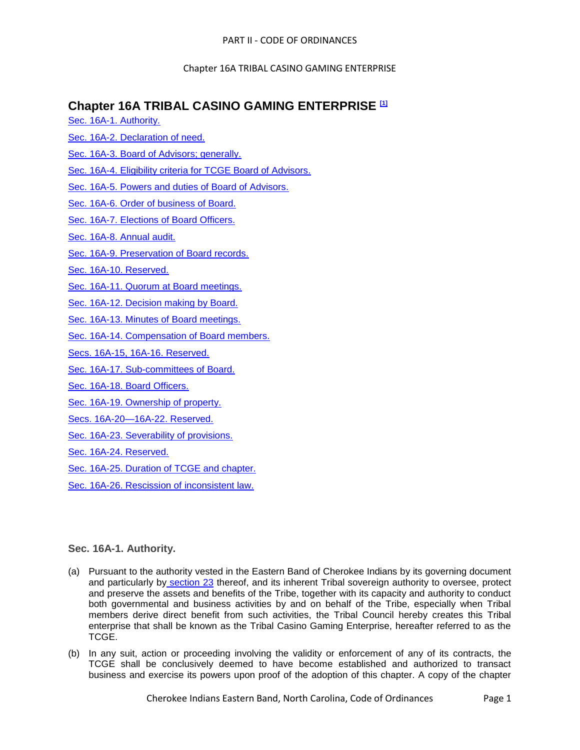# Chapter 16A TRIBAL CASINO GAMING ENTERPRISE [1]

Sec. 16A-1. Authority.

Sec. 16A-2. Declaration of need.

Sec. 16A-3. Board of Advisors; generally.

Sec. 16A-4. Eligibility criteria for TCGE Board of Advisors.

Sec. 16A-5. Powers and duties of Board of Advisors.

Sec. 16A-6. Order of business of Board.

Sec. 16A-7. Elections of Board Officers.

Sec. 16A-8. Annual audit.

Sec. 16A-9. Preservation of Board records.

Sec. 16A-10. Reserved.

Sec. 16A-11. Quorum at Board meetings.

Sec. 16A-12. Decision making by Board.

Sec. 16A-13. Minutes of Board meetings.

Sec. 16A-14. Compensation of Board members.

Secs. 16A-15, 16A-16. Reserved.

Sec. 16A-17. Sub-committees of Board.

Sec. 16A-18. Board Officers.

Sec. 16A-19. Ownership of property.

Secs. 16A-20—16A-22. Reserved.

Sec. 16A-23. Severability of provisions.

Sec. 16A-24. Reserved.

Sec. 16A-25. Duration of TCGE and chapter.

Sec. 16A-26. Rescission of inconsistent law.

### Sec. 16A-1. Authority.

(a) Pursuant to the authority vested in the Eastern Band of Cherokee Indians by its governing document and particularly by section 23 thereof, and its inherent Tribal sovereign authority to oversee, protect and preserve the assets and benefits of the Tribe, together with its capacity and authority to conduct both governmental and business activities by and on behalf of the Tribe, especially when Tribal members derive direct benefit from such activities, the Tribal Council hereby creates this Tribal enterprise that shall be known as the Tribal Casino Gaming Enterprise, hereafter referred to as the TCGE.

(b) In any suit, action or proceeding involving the validity or enforcement of any of its contracts, the TCGE shall be conclusively deemed to have become established and authorized to transact business and exercise its powers upon proof of the adoption of this chapter. A copy of the chapter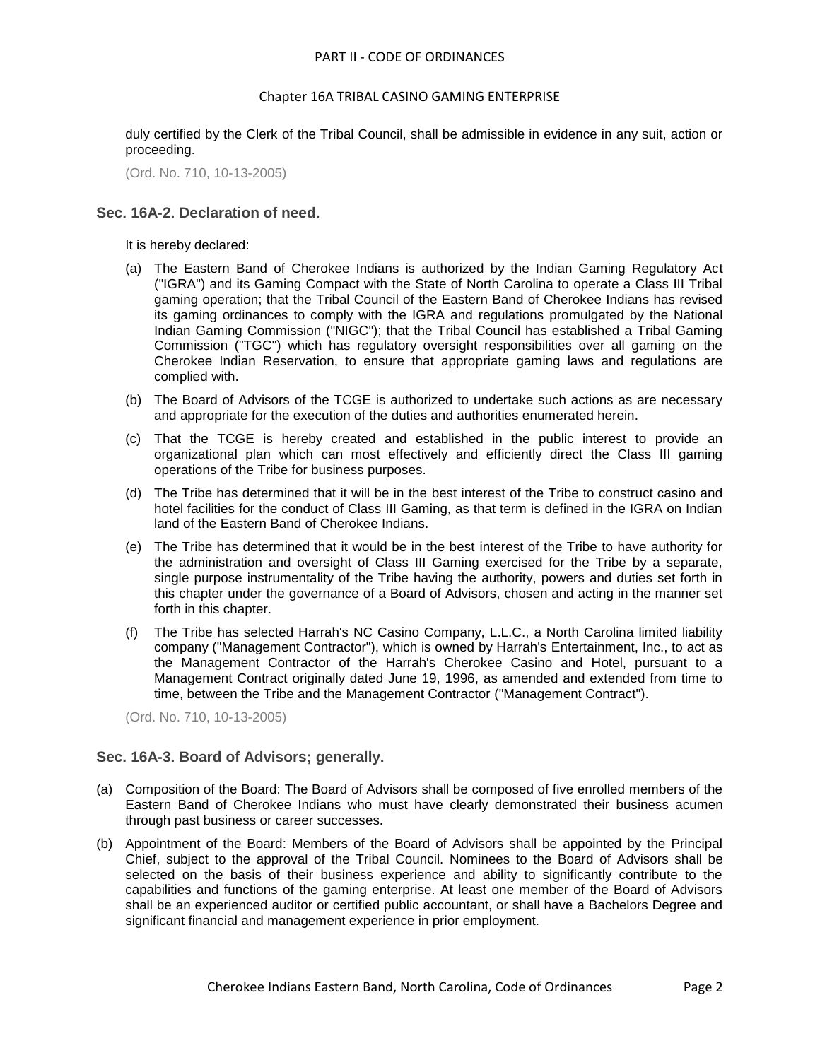duly certified by the Clerk of the Tribal Council, shall be admissible in evidence in any suit, action or proceeding.

(Ord. No. 710, 10-13-2005)

### Sec. 16A-2. Declaration of need.

It is hereby declared:

(a) The Eastern Band of Cherokee Indians is authorized by the Indian Gaming Regulatory Act ("IGRA") and its Gaming Compact with the State of North Carolina to operate a Class III Tribal gaming operation; that the Tribal Council of the Eastern Band of Cherokee Indians has revised its gaming ordinances to comply with the IGRA and regulations promulgated by the National Indian Gaming Commission ("NIGC"); that the Tribal Council has established a Tribal Gaming Commission ("TGC") which has regulatory oversight responsibilities over all gaming on the Cherokee Indian Reservation, to ensure that appropriate gaming laws and regulations are complied with.

(b) The Board of Advisors of the TCGE is authorized to undertake such actions as are necessary and appropriate for the execution of the duties and authorities enumerated herein.

(c) That the TCGE is hereby created and established in the public interest to provide an organizational plan which can most effectively and efficiently direct the Class III gaming operations of the Tribe for business purposes.

(d) The Tribe has determined that it will be in the best interest of the Tribe to construct casino and hotel facilities for the conduct of Class III Gaming, as that term is defined in the IGRA on Indian land of the Eastern Band of Cherokee Indians.

(e) The Tribe has determined that it would be in the best interest of the Tribe to have authority for the administration and oversight of Class III Gaming exercised for the Tribe by a separate, single purpose instrumentality of the Tribe having the authority, powers and duties set forth in this chapter under the governance of a Board of Advisors, chosen and acting in the manner set forth in this chapter.

(f) The Tribe has selected Harrah's NC Casino Company, L.L.C., a North Carolina limited liability company ("Management Contractor"), which is owned by Harrah's Entertainment, Inc., to act as the Management Contractor of the Harrah's Cherokee Casino and Hotel, pursuant to a Management Contract originally dated June 19, 1996, as amended and extended from time to time, between the Tribe and the Management Contractor ("Management Contract").

(Ord. No. 710, 10-13-2005)

### Sec. 16A-3. Board of Advisors; generally.

(a) Composition of the Board: The Board of Advisors shall be composed of five enrolled members of the Eastern Band of Cherokee Indians who must have clearly demonstrated their business acumen through past business or career successes.

(b) Appointment of the Board: Members of the Board of Advisors shall be appointed by the Principal Chief, subject to the approval of the Tribal Council. Nominees to the Board of Advisors shall be selected on the basis of their business experience and ability to significantly contribute to the capabilities and functions of the gaming enterprise. At least one member of the Board of Advisors shall be an experienced auditor or certified public accountant, or shall have a Bachelors Degree and significant financial and management experience in prior employment.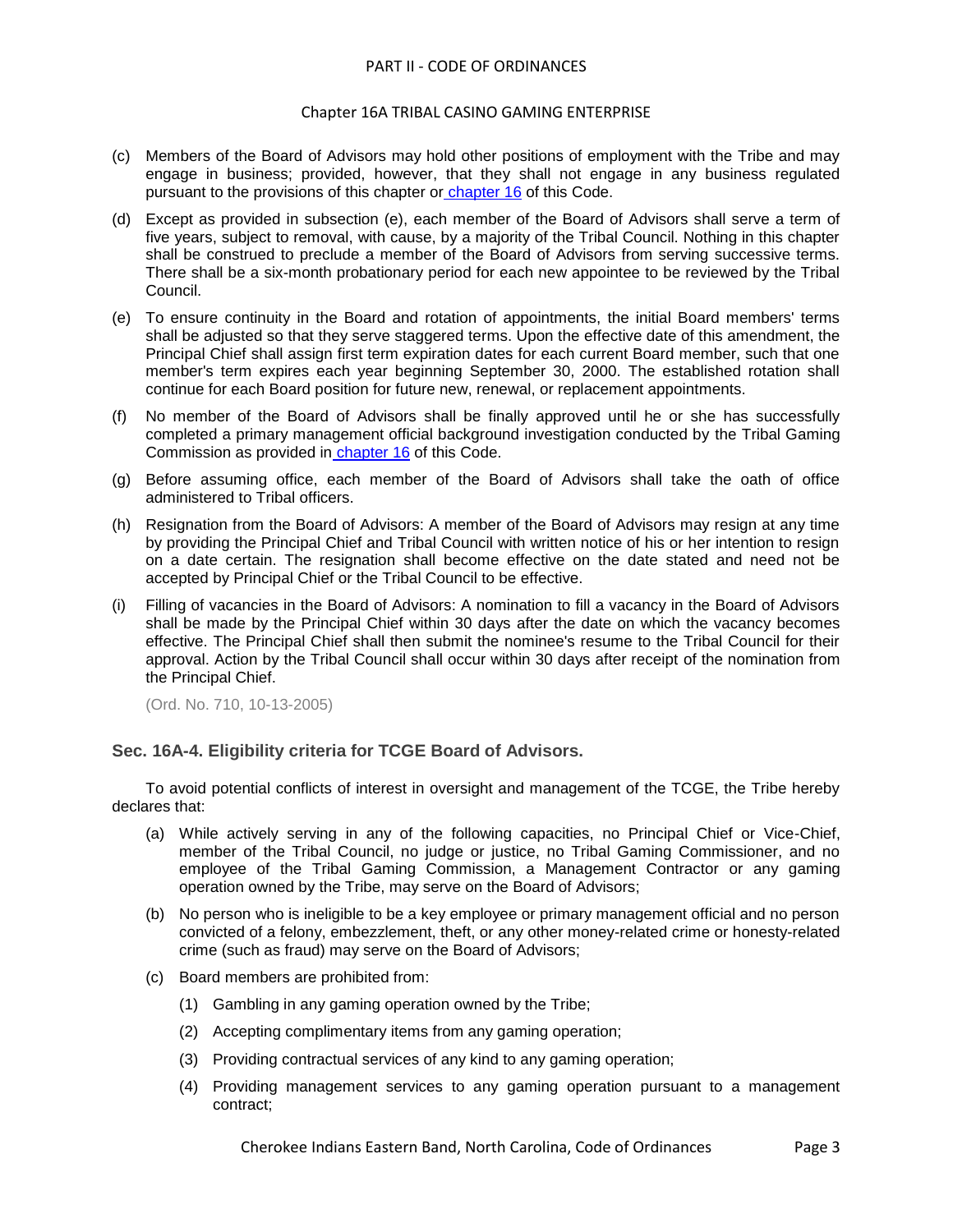(c) Members of the Board of Advisors may hold other positions of employment with the Tribe and may engage in business; provided, however, that they shall not engage in any business regulated pursuant to the provisions of this chapter or chapter 16 of this Code.

(d) Except as provided in subsection (e), each member of the Board of Advisors shall serve a term of five years, subject to removal, with cause, by a majority of the Tribal Council. Nothing in this chapter shall be construed to preclude a member of the Board of Advisors from serving successive terms. There shall be a six-month probationary period for each new appointee to be reviewed by the Tribal Council.

(e) To ensure continuity in the Board and rotation of appointments, the initial Board members' terms shall be adjusted so that they serve staggered terms. Upon the effective date of this amendment, the Principal Chief shall assign first term expiration dates for each current Board member, such that one member's term expires each year beginning September 30, 2000. The established rotation shall continue for each Board position for future new, renewal, or replacement appointments.

(f) No member of the Board of Advisors shall be finally approved until he or she has successfully completed a primary management official background investigation conducted by the Tribal Gaming Commission as provided in chapter 16 of this Code.

(g) Before assuming office, each member of the Board of Advisors shall take the oath of office administered to Tribal officers.

(h) Resignation from the Board of Advisors: A member of the Board of Advisors may resign at any time by providing the Principal Chief and Tribal Council with written notice of his or her intention to resign on a date certain. The resignation shall become effective on the date stated and need not be accepted by Principal Chief or the Tribal Council to be effective.

(i) Filling of vacancies in the Board of Advisors: A nomination to fill a vacancy in the Board of Advisors shall be made by the Principal Chief within 30 days after the date on which the vacancy becomes effective. The Principal Chief shall then submit the nominee's resume to the Tribal Council for their approval. Action by the Tribal Council shall occur within 30 days after receipt of the nomination from the Principal Chief.

(Ord. No. 710, 10-13-2005)

### Sec. 16A-4. Eligibility criteria for TCGE Board of Advisors.

To avoid potential conflicts of interest in oversight and management of the TCGE, the Tribe hereby declares that:

(a) While actively serving in any of the following capacities, no Principal Chief or Vice-Chief, member of the Tribal Council, no judge or justice, no Tribal Gaming Commissioner, and no employee of the Tribal Gaming Commission, a Management Contractor or any gaming operation owned by the Tribe, may serve on the Board of Advisors;

(b) No person who is ineligible to be a key employee or primary management official and no person convicted of a felony, embezzlement, theft, or any other money-related crime or honesty-related crime (such as fraud) may serve on the Board of Advisors;

(c) Board members are prohibited from:

   (1) Gambling in any gaming operation owned by the Tribe;

   (2) Accepting complimentary items from any gaming operation;

   (3) Providing contractual services of any kind to any gaming operation;

   (4) Providing management services to any gaming operation pursuant to a management contract;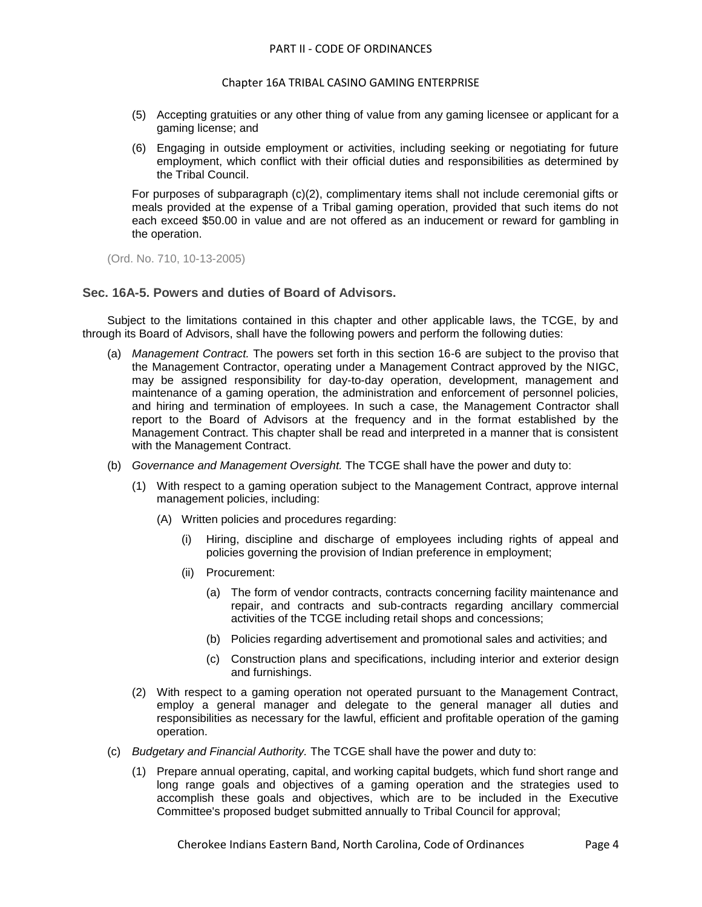(5) Accepting gratuities or any other thing of value from any gaming licensee or applicant for a gaming license; and

(6) Engaging in outside employment or activities, including seeking or negotiating for future employment, which conflict with their official duties and responsibilities as determined by the Tribal Council.

For purposes of subparagraph (c)(2), complimentary items shall not include ceremonial gifts or meals provided at the expense of a Tribal gaming operation, provided that such items do not each exceed $50.00 in value and are not offered as an inducement or reward for gambling in the operation.

(Ord. No. 710, 10-13-2005)

### Sec. 16A-5. Powers and duties of Board of Advisors.

Subject to the limitations contained in this chapter and other applicable laws, the TCGE, by and through its Board of Advisors, shall have the following powers and perform the following duties:

(a) *Management Contract.* The powers set forth in this section 16-6 are subject to the proviso that the Management Contractor, operating under a Management Contract approved by the NIGC, may be assigned responsibility for day-to-day operation, development, management and maintenance of a gaming operation, the administration and enforcement of personnel policies, and hiring and termination of employees. In such a case, the Management Contractor shall report to the Board of Advisors at the frequency and in the format established by the Management Contract. This chapter shall be read and interpreted in a manner that is consistent with the Management Contract.

(b) *Governance and Management Oversight.* The TCGE shall have the power and duty to:

  (1) With respect to a gaming operation subject to the Management Contract, approve internal management policies, including:

    (A) Written policies and procedures regarding:

      (i) Hiring, discipline and discharge of employees including rights of appeal and policies governing the provision of Indian preference in employment;

      (ii) Procurement:

        (a) The form of vendor contracts, contracts concerning facility maintenance and repair, and contracts and sub-contracts regarding ancillary commercial activities of the TCGE including retail shops and concessions;

        (b) Policies regarding advertisement and promotional sales and activities; and

        (c) Construction plans and specifications, including interior and exterior design and furnishings.

  (2) With respect to a gaming operation not operated pursuant to the Management Contract, employ a general manager and delegate to the general manager all duties and responsibilities as necessary for the lawful, efficient and profitable operation of the gaming operation.

(c) *Budgetary and Financial Authority.* The TCGE shall have the power and duty to:

  (1) Prepare annual operating, capital, and working capital budgets, which fund short range and long range goals and objectives of a gaming operation and the strategies used to accomplish these goals and objectives, which are to be included in the Executive Committee's proposed budget submitted annually to Tribal Council for approval;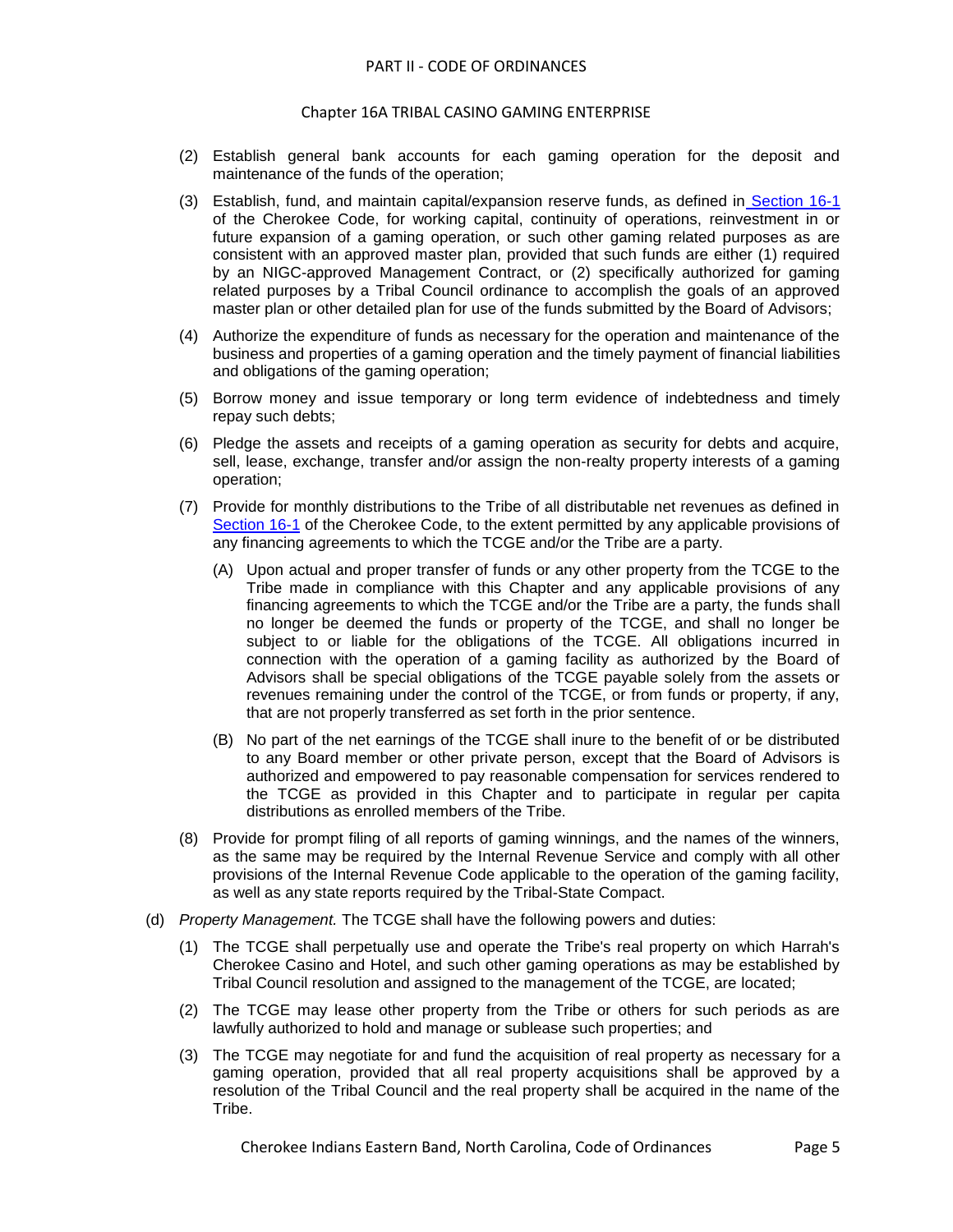(2) Establish general bank accounts for each gaming operation for the deposit and maintenance of the funds of the operation;

(3) Establish, fund, and maintain capital/expansion reserve funds, as defined in Section 16-1 of the Cherokee Code, for working capital, continuity of operations, reinvestment in or future expansion of a gaming operation, or such other gaming related purposes as are consistent with an approved master plan, provided that such funds are either (1) required by an NIGC-approved Management Contract, or (2) specifically authorized for gaming related purposes by a Tribal Council ordinance to accomplish the goals of an approved master plan or other detailed plan for use of the funds submitted by the Board of Advisors;

(4) Authorize the expenditure of funds as necessary for the operation and maintenance of the business and properties of a gaming operation and the timely payment of financial liabilities and obligations of the gaming operation;

(5) Borrow money and issue temporary or long term evidence of indebtedness and timely repay such debts;

(6) Pledge the assets and receipts of a gaming operation as security for debts and acquire, sell, lease, exchange, transfer and/or assign the non-realty property interests of a gaming operation;

(7) Provide for monthly distributions to the Tribe of all distributable net revenues as defined in Section 16-1 of the Cherokee Code, to the extent permitted by any applicable provisions of any financing agreements to which the TCGE and/or the Tribe are a party.

   (A) Upon actual and proper transfer of funds or any other property from the TCGE to the Tribe made in compliance with this Chapter and any applicable provisions of any financing agreements to which the TCGE and/or the Tribe are a party, the funds shall no longer be deemed the funds or property of the TCGE, and shall no longer be subject to or liable for the obligations of the TCGE. All obligations incurred in connection with the operation of a gaming facility as authorized by the Board of Advisors shall be special obligations of the TCGE payable solely from the assets or revenues remaining under the control of the TCGE, or from funds or property, if any, that are not properly transferred as set forth in the prior sentence.

   (B) No part of the net earnings of the TCGE shall inure to the benefit of or be distributed to any Board member or other private person, except that the Board of Advisors is authorized and empowered to pay reasonable compensation for services rendered to the TCGE as provided in this Chapter and to participate in regular per capita distributions as enrolled members of the Tribe.

(8) Provide for prompt filing of all reports of gaming winnings, and the names of the winners, as the same may be required by the Internal Revenue Service and comply with all other provisions of the Internal Revenue Code applicable to the operation of the gaming facility, as well as any state reports required by the Tribal-State Compact.

(d) *Property Management.* The TCGE shall have the following powers and duties:

(1) The TCGE shall perpetually use and operate the Tribe's real property on which Harrah's Cherokee Casino and Hotel, and such other gaming operations as may be established by Tribal Council resolution and assigned to the management of the TCGE, are located;

(2) The TCGE may lease other property from the Tribe or others for such periods as are lawfully authorized to hold and manage or sublease such properties; and

(3) The TCGE may negotiate for and fund the acquisition of real property as necessary for a gaming operation, provided that all real property acquisitions shall be approved by a resolution of the Tribal Council and the real property shall be acquired in the name of the Tribe.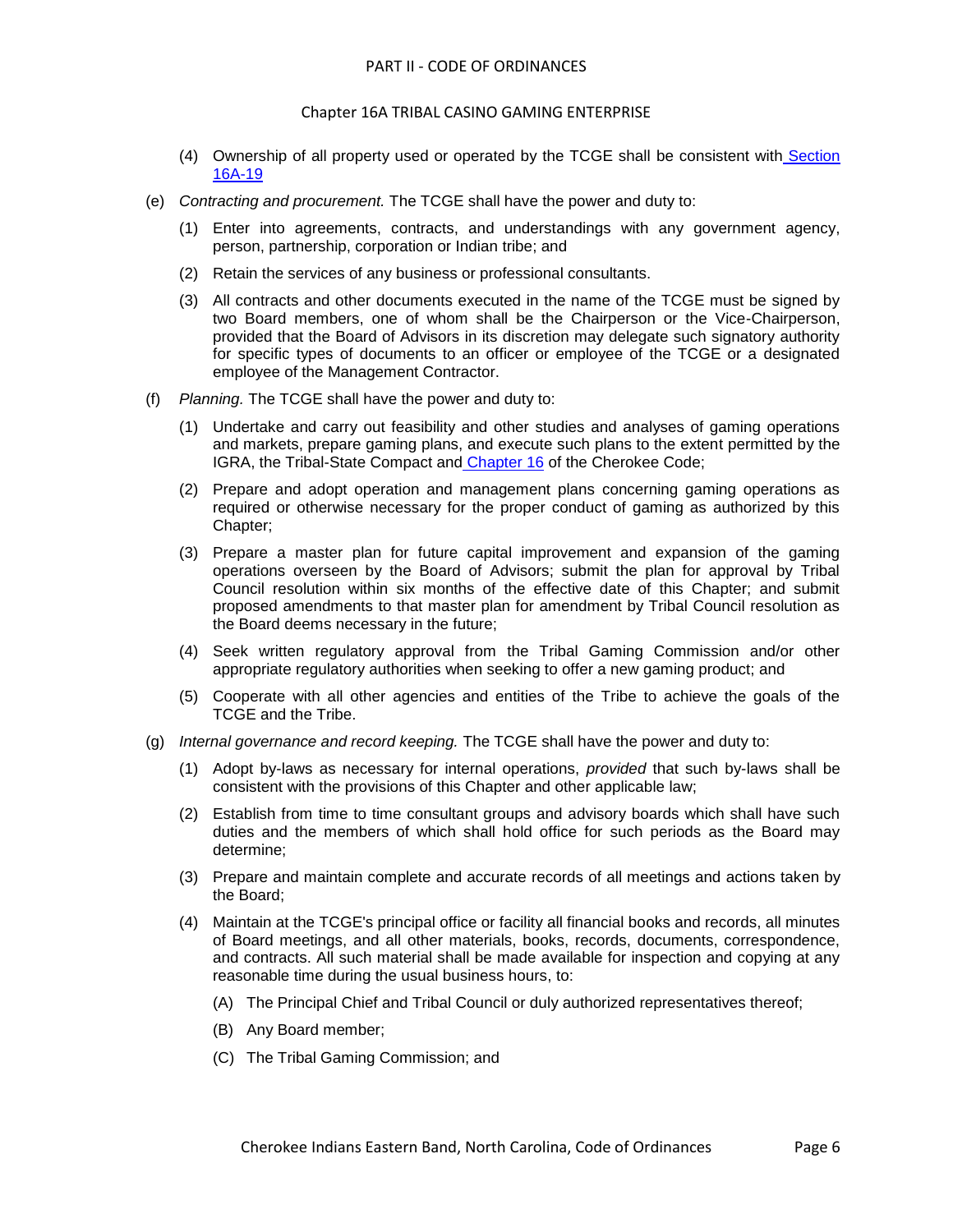(4) Ownership of all property used or operated by the TCGE shall be consistent with Section 16A-19

(e) *Contracting and procurement.* The TCGE shall have the power and duty to:

(1) Enter into agreements, contracts, and understandings with any government agency, person, partnership, corporation or Indian tribe; and

(2) Retain the services of any business or professional consultants.

(3) All contracts and other documents executed in the name of the TCGE must be signed by two Board members, one of whom shall be the Chairperson or the Vice-Chairperson, provided that the Board of Advisors in its discretion may delegate such signatory authority for specific types of documents to an officer or employee of the TCGE or a designated employee of the Management Contractor.

(f) *Planning.* The TCGE shall have the power and duty to:

(1) Undertake and carry out feasibility and other studies and analyses of gaming operations and markets, prepare gaming plans, and execute such plans to the extent permitted by the IGRA, the Tribal-State Compact and Chapter 16 of the Cherokee Code;

(2) Prepare and adopt operation and management plans concerning gaming operations as required or otherwise necessary for the proper conduct of gaming as authorized by this Chapter;

(3) Prepare a master plan for future capital improvement and expansion of the gaming operations overseen by the Board of Advisors; submit the plan for approval by Tribal Council resolution within six months of the effective date of this Chapter; and submit proposed amendments to that master plan for amendment by Tribal Council resolution as the Board deems necessary in the future;

(4) Seek written regulatory approval from the Tribal Gaming Commission and/or other appropriate regulatory authorities when seeking to offer a new gaming product; and

(5) Cooperate with all other agencies and entities of the Tribe to achieve the goals of the TCGE and the Tribe.

(g) *Internal governance and record keeping.* The TCGE shall have the power and duty to:

(1) Adopt by-laws as necessary for internal operations, *provided* that such by-laws shall be consistent with the provisions of this Chapter and other applicable law;

(2) Establish from time to time consultant groups and advisory boards which shall have such duties and the members of which shall hold office for such periods as the Board may determine;

(3) Prepare and maintain complete and accurate records of all meetings and actions taken by the Board;

(4) Maintain at the TCGE's principal office or facility all financial books and records, all minutes of Board meetings, and all other materials, books, records, documents, correspondence, and contracts. All such material shall be made available for inspection and copying at any reasonable time during the usual business hours, to:

(A) The Principal Chief and Tribal Council or duly authorized representatives thereof;

(B) Any Board member;

(C) The Tribal Gaming Commission; and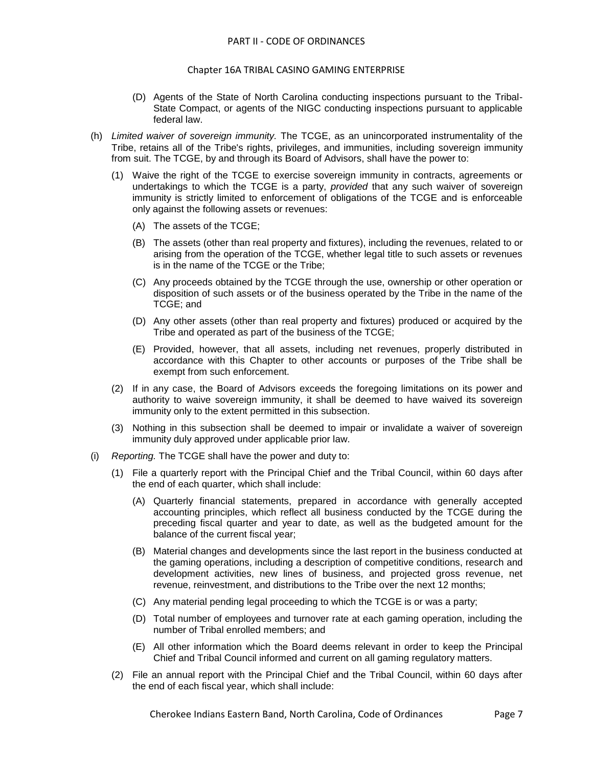(D) Agents of the State of North Carolina conducting inspections pursuant to the Tribal-State Compact, or agents of the NIGC conducting inspections pursuant to applicable federal law.

(h) *Limited waiver of sovereign immunity.* The TCGE, as an unincorporated instrumentality of the Tribe, retains all of the Tribe's rights, privileges, and immunities, including sovereign immunity from suit. The TCGE, by and through its Board of Advisors, shall have the power to:

(1) Waive the right of the TCGE to exercise sovereign immunity in contracts, agreements or undertakings to which the TCGE is a party, *provided* that any such waiver of sovereign immunity is strictly limited to enforcement of obligations of the TCGE and is enforceable only against the following assets or revenues:

(A) The assets of the TCGE;

(B) The assets (other than real property and fixtures), including the revenues, related to or arising from the operation of the TCGE, whether legal title to such assets or revenues is in the name of the TCGE or the Tribe;

(C) Any proceeds obtained by the TCGE through the use, ownership or other operation or disposition of such assets or of the business operated by the Tribe in the name of the TCGE; and

(D) Any other assets (other than real property and fixtures) produced or acquired by the Tribe and operated as part of the business of the TCGE;

(E) Provided, however, that all assets, including net revenues, properly distributed in accordance with this Chapter to other accounts or purposes of the Tribe shall be exempt from such enforcement.

(2) If in any case, the Board of Advisors exceeds the foregoing limitations on its power and authority to waive sovereign immunity, it shall be deemed to have waived its sovereign immunity only to the extent permitted in this subsection.

(3) Nothing in this subsection shall be deemed to impair or invalidate a waiver of sovereign immunity duly approved under applicable prior law.

(i) *Reporting.* The TCGE shall have the power and duty to:

(1) File a quarterly report with the Principal Chief and the Tribal Council, within 60 days after the end of each quarter, which shall include:

(A) Quarterly financial statements, prepared in accordance with generally accepted accounting principles, which reflect all business conducted by the TCGE during the preceding fiscal quarter and year to date, as well as the budgeted amount for the balance of the current fiscal year;

(B) Material changes and developments since the last report in the business conducted at the gaming operations, including a description of competitive conditions, research and development activities, new lines of business, and projected gross revenue, net revenue, reinvestment, and distributions to the Tribe over the next 12 months;

(C) Any material pending legal proceeding to which the TCGE is or was a party;

(D) Total number of employees and turnover rate at each gaming operation, including the number of Tribal enrolled members; and

(E) All other information which the Board deems relevant in order to keep the Principal Chief and Tribal Council informed and current on all gaming regulatory matters.

(2) File an annual report with the Principal Chief and the Tribal Council, within 60 days after the end of each fiscal year, which shall include: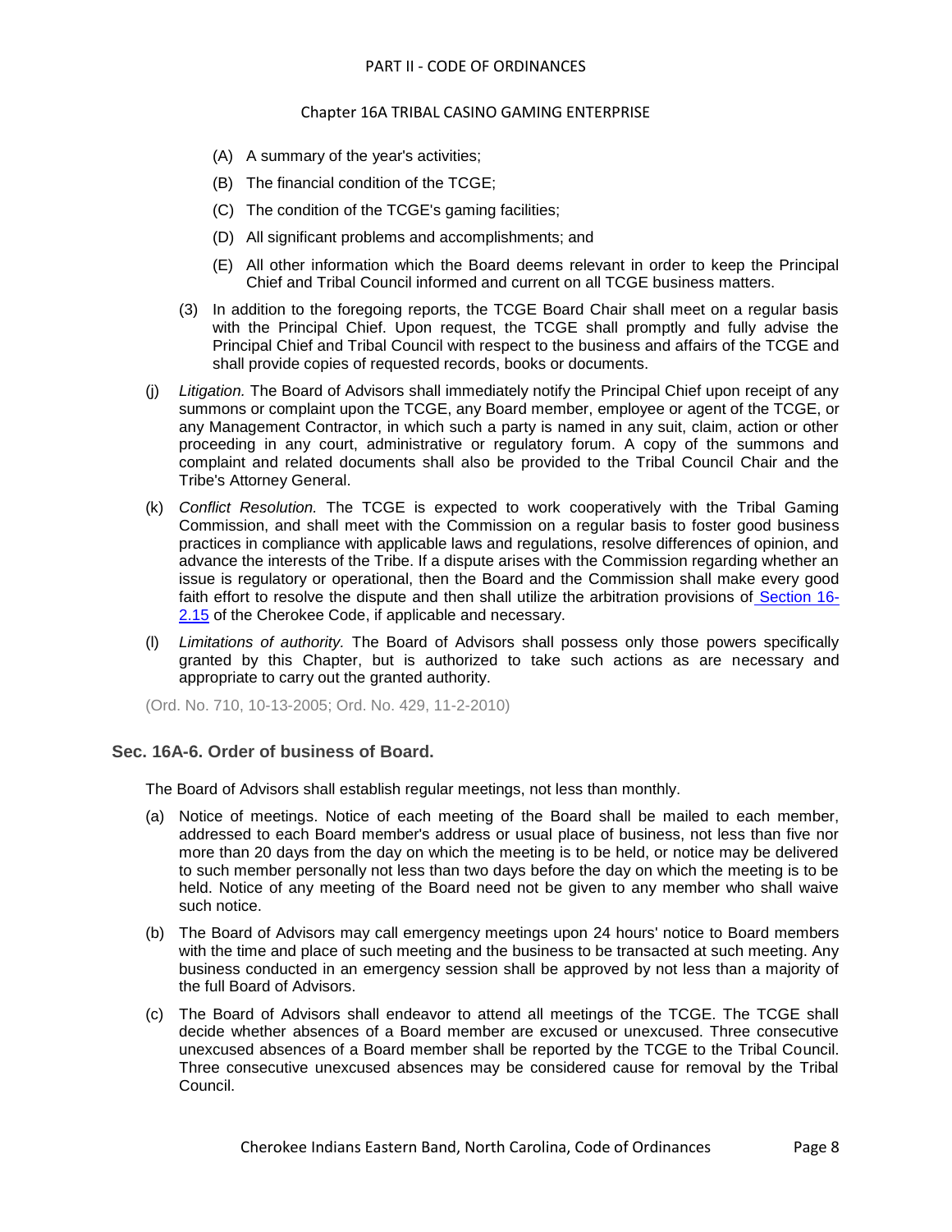(A) A summary of the year's activities;

(B) The financial condition of the TCGE;

(C) The condition of the TCGE's gaming facilities;

(D) All significant problems and accomplishments; and

(E) All other information which the Board deems relevant in order to keep the Principal Chief and Tribal Council informed and current on all TCGE business matters.

(3) In addition to the foregoing reports, the TCGE Board Chair shall meet on a regular basis with the Principal Chief. Upon request, the TCGE shall promptly and fully advise the Principal Chief and Tribal Council with respect to the business and affairs of the TCGE and shall provide copies of requested records, books or documents.

(j) *Litigation.* The Board of Advisors shall immediately notify the Principal Chief upon receipt of any summons or complaint upon the TCGE, any Board member, employee or agent of the TCGE, or any Management Contractor, in which such a party is named in any suit, claim, action or other proceeding in any court, administrative or regulatory forum. A copy of the summons and complaint and related documents shall also be provided to the Tribal Council Chair and the Tribe's Attorney General.

(k) *Conflict Resolution.* The TCGE is expected to work cooperatively with the Tribal Gaming Commission, and shall meet with the Commission on a regular basis to foster good business practices in compliance with applicable laws and regulations, resolve differences of opinion, and advance the interests of the Tribe. If a dispute arises with the Commission regarding whether an issue is regulatory or operational, then the Board and the Commission shall make every good faith effort to resolve the dispute and then shall utilize the arbitration provisions of Section 16-2.15 of the Cherokee Code, if applicable and necessary.

(l) *Limitations of authority.* The Board of Advisors shall possess only those powers specifically granted by this Chapter, but is authorized to take such actions as are necessary and appropriate to carry out the granted authority.

(Ord. No. 710, 10-13-2005; Ord. No. 429, 11-2-2010)

### Sec. 16A-6. Order of business of Board.

The Board of Advisors shall establish regular meetings, not less than monthly.

(a) Notice of meetings. Notice of each meeting of the Board shall be mailed to each member, addressed to each Board member's address or usual place of business, not less than five nor more than 20 days from the day on which the meeting is to be held, or notice may be delivered to such member personally not less than two days before the day on which the meeting is to be held. Notice of any meeting of the Board need not be given to any member who shall waive such notice.

(b) The Board of Advisors may call emergency meetings upon 24 hours' notice to Board members with the time and place of such meeting and the business to be transacted at such meeting. Any business conducted in an emergency session shall be approved by not less than a majority of the full Board of Advisors.

(c) The Board of Advisors shall endeavor to attend all meetings of the TCGE. The TCGE shall decide whether absences of a Board member are excused or unexcused. Three consecutive unexcused absences of a Board member shall be reported by the TCGE to the Tribal Council. Three consecutive unexcused absences may be considered cause for removal by the Tribal Council.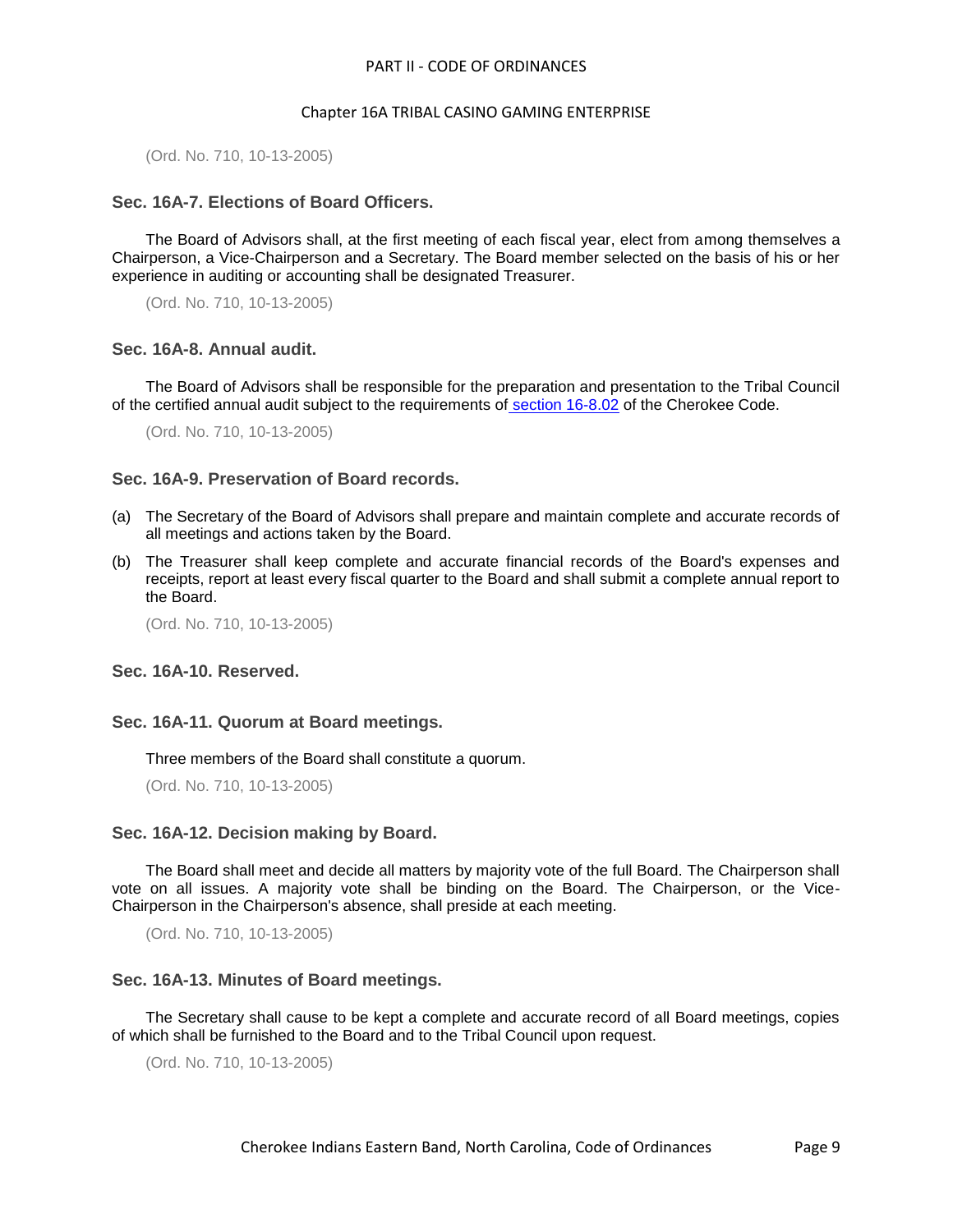(Ord. No. 710, 10-13-2005)

### Sec. 16A-7. Elections of Board Officers.

The Board of Advisors shall, at the first meeting of each fiscal year, elect from among themselves a Chairperson, a Vice-Chairperson and a Secretary. The Board member selected on the basis of his or her experience in auditing or accounting shall be designated Treasurer.

(Ord. No. 710, 10-13-2005)

### Sec. 16A-8. Annual audit.

The Board of Advisors shall be responsible for the preparation and presentation to the Tribal Council of the certified annual audit subject to the requirements of section 16-8.02 of the Cherokee Code.

(Ord. No. 710, 10-13-2005)

### Sec. 16A-9. Preservation of Board records.

(a) The Secretary of the Board of Advisors shall prepare and maintain complete and accurate records of all meetings and actions taken by the Board.

(b) The Treasurer shall keep complete and accurate financial records of the Board's expenses and receipts, report at least every fiscal quarter to the Board and shall submit a complete annual report to the Board.

(Ord. No. 710, 10-13-2005)

### Sec. 16A-10. Reserved.

### Sec. 16A-11. Quorum at Board meetings.

Three members of the Board shall constitute a quorum.

(Ord. No. 710, 10-13-2005)

### Sec. 16A-12. Decision making by Board.

The Board shall meet and decide all matters by majority vote of the full Board. The Chairperson shall vote on all issues. A majority vote shall be binding on the Board. The Chairperson, or the Vice-Chairperson in the Chairperson's absence, shall preside at each meeting.

(Ord. No. 710, 10-13-2005)

### Sec. 16A-13. Minutes of Board meetings.

The Secretary shall cause to be kept a complete and accurate record of all Board meetings, copies of which shall be furnished to the Board and to the Tribal Council upon request.

(Ord. No. 710, 10-13-2005)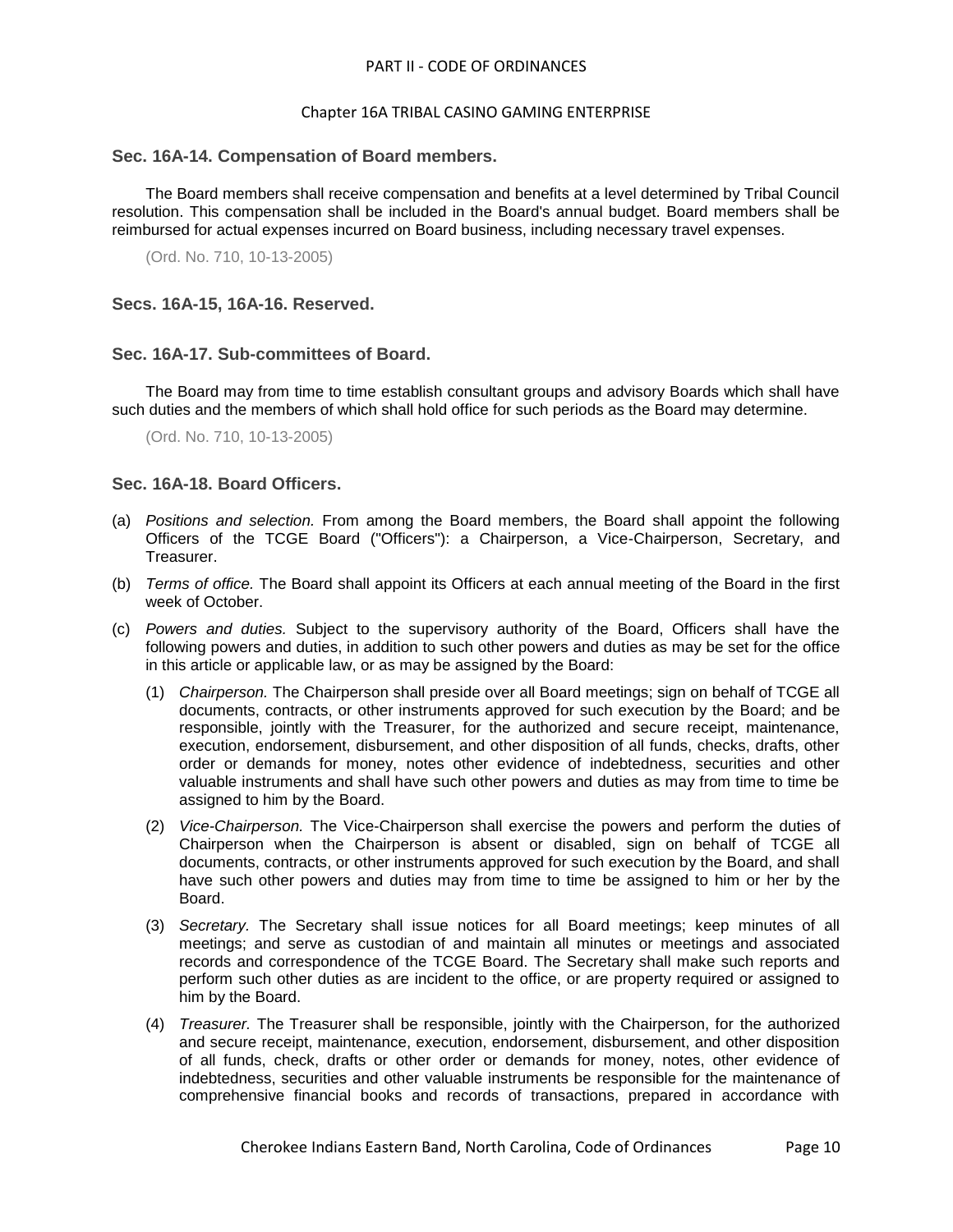### Sec. 16A-14. Compensation of Board members.

The Board members shall receive compensation and benefits at a level determined by Tribal Council resolution. This compensation shall be included in the Board's annual budget. Board members shall be reimbursed for actual expenses incurred on Board business, including necessary travel expenses.

(Ord. No. 710, 10-13-2005)

### Secs. 16A-15, 16A-16. Reserved.

### Sec. 16A-17. Sub-committees of Board.

The Board may from time to time establish consultant groups and advisory Boards which shall have such duties and the members of which shall hold office for such periods as the Board may determine.

(Ord. No. 710, 10-13-2005)

### Sec. 16A-18. Board Officers.

(a) *Positions and selection.* From among the Board members, the Board shall appoint the following Officers of the TCGE Board ("Officers"): a Chairperson, a Vice-Chairperson, Secretary, and Treasurer.

(b) *Terms of office.* The Board shall appoint its Officers at each annual meeting of the Board in the first week of October.

(c) *Powers and duties.* Subject to the supervisory authority of the Board, Officers shall have the following powers and duties, in addition to such other powers and duties as may be set for the office in this article or applicable law, or as may be assigned by the Board:

   (1) *Chairperson.* The Chairperson shall preside over all Board meetings; sign on behalf of TCGE all documents, contracts, or other instruments approved for such execution by the Board; and be responsible, jointly with the Treasurer, for the authorized and secure receipt, maintenance, execution, endorsement, disbursement, and other disposition of all funds, checks, drafts, other order or demands for money, notes other evidence of indebtedness, securities and other valuable instruments and shall have such other powers and duties as may from time to time be assigned to him by the Board.

   (2) *Vice-Chairperson.* The Vice-Chairperson shall exercise the powers and perform the duties of Chairperson when the Chairperson is absent or disabled, sign on behalf of TCGE all documents, contracts, or other instruments approved for such execution by the Board, and shall have such other powers and duties may from time to time be assigned to him or her by the Board.

   (3) *Secretary.* The Secretary shall issue notices for all Board meetings; keep minutes of all meetings; and serve as custodian of and maintain all minutes or meetings and associated records and correspondence of the TCGE Board. The Secretary shall make such reports and perform such other duties as are incident to the office, or are property required or assigned to him by the Board.

   (4) *Treasurer.* The Treasurer shall be responsible, jointly with the Chairperson, for the authorized and secure receipt, maintenance, execution, endorsement, disbursement, and other disposition of all funds, check, drafts or other order or demands for money, notes, other evidence of indebtedness, securities and other valuable instruments be responsible for the maintenance of comprehensive financial books and records of transactions, prepared in accordance with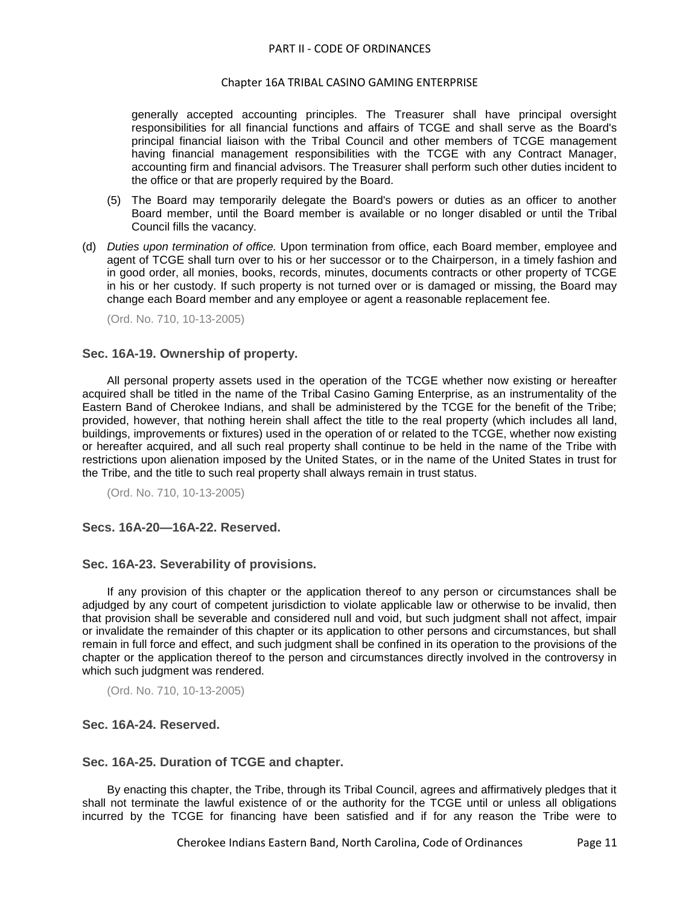generally accepted accounting principles. The Treasurer shall have principal oversight responsibilities for all financial functions and affairs of TCGE and shall serve as the Board's principal financial liaison with the Tribal Council and other members of TCGE management having financial management responsibilities with the TCGE with any Contract Manager, accounting firm and financial advisors. The Treasurer shall perform such other duties incident to the office or that are properly required by the Board.

(5) The Board may temporarily delegate the Board's powers or duties as an officer to another Board member, until the Board member is available or no longer disabled or until the Tribal Council fills the vacancy.

(d) *Duties upon termination of office.* Upon termination from office, each Board member, employee and agent of TCGE shall turn over to his or her successor or to the Chairperson, in a timely fashion and in good order, all monies, books, records, minutes, documents contracts or other property of TCGE in his or her custody. If such property is not turned over or is damaged or missing, the Board may change each Board member and any employee or agent a reasonable replacement fee.

(Ord. No. 710, 10-13-2005)

### Sec. 16A-19. Ownership of property.

All personal property assets used in the operation of the TCGE whether now existing or hereafter acquired shall be titled in the name of the Tribal Casino Gaming Enterprise, as an instrumentality of the Eastern Band of Cherokee Indians, and shall be administered by the TCGE for the benefit of the Tribe; provided, however, that nothing herein shall affect the title to the real property (which includes all land, buildings, improvements or fixtures) used in the operation of or related to the TCGE, whether now existing or hereafter acquired, and all such real property shall continue to be held in the name of the Tribe with restrictions upon alienation imposed by the United States, or in the name of the United States in trust for the Tribe, and the title to such real property shall always remain in trust status.

(Ord. No. 710, 10-13-2005)

### Secs. 16A-20—16A-22. Reserved.

### Sec. 16A-23. Severability of provisions.

If any provision of this chapter or the application thereof to any person or circumstances shall be adjudged by any court of competent jurisdiction to violate applicable law or otherwise to be invalid, then that provision shall be severable and considered null and void, but such judgment shall not affect, impair or invalidate the remainder of this chapter or its application to other persons and circumstances, but shall remain in full force and effect, and such judgment shall be confined in its operation to the provisions of the chapter or the application thereof to the person and circumstances directly involved in the controversy in which such judgment was rendered.

(Ord. No. 710, 10-13-2005)

### Sec. 16A-24. Reserved.

### Sec. 16A-25. Duration of TCGE and chapter.

By enacting this chapter, the Tribe, through its Tribal Council, agrees and affirmatively pledges that it shall not terminate the lawful existence of or the authority for the TCGE until or unless all obligations incurred by the TCGE for financing have been satisfied and if for any reason the Tribe were to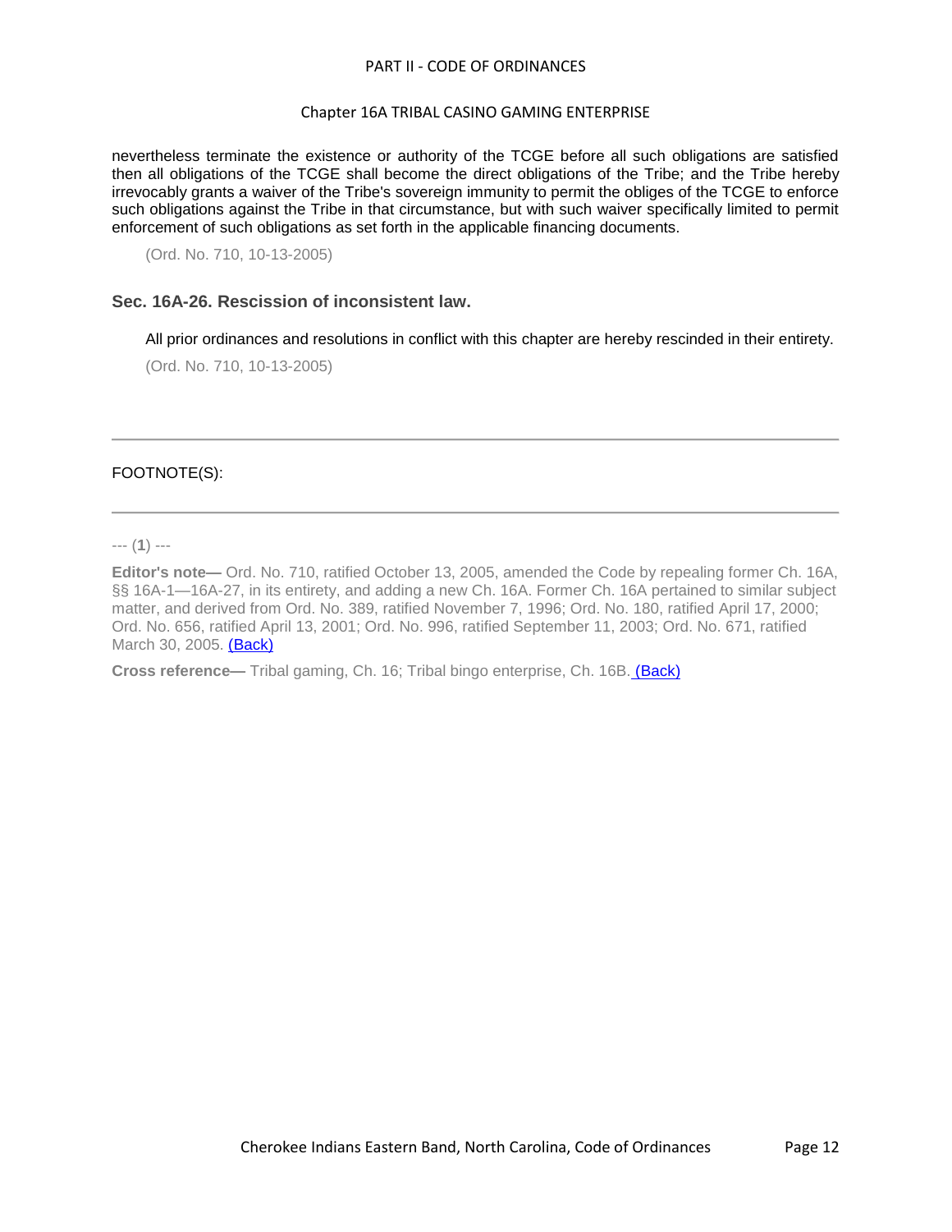nevertheless terminate the existence or authority of the TCGE before all such obligations are satisfied then all obligations of the TCGE shall become the direct obligations of the Tribe; and the Tribe hereby irrevocably grants a waiver of the Tribe's sovereign immunity to permit the obliges of the TCGE to enforce such obligations against the Tribe in that circumstance, but with such waiver specifically limited to permit enforcement of such obligations as set forth in the applicable financing documents.

(Ord. No. 710, 10-13-2005)

### Sec. 16A-26. Rescission of inconsistent law.

All prior ordinances and resolutions in conflict with this chapter are hereby rescinded in their entirety.

(Ord. No. 710, 10-13-2005)

---

FOOTNOTE(S):

---

--- (**1**) ---

**Editor's note—** Ord. No. 710, ratified October 13, 2005, amended the Code by repealing former Ch. 16A, §§ 16A-1—16A-27, in its entirety, and adding a new Ch. 16A. Former Ch. 16A pertained to similar subject matter, and derived from Ord. No. 389, ratified November 7, 1996; Ord. No. 180, ratified April 17, 2000; Ord. No. 656, ratified April 13, 2001; Ord. No. 996, ratified September 11, 2003; Ord. No. 671, ratified March 30, 2005. (Back)

**Cross reference—** Tribal gaming, Ch. 16; Tribal bingo enterprise, Ch. 16B. (Back)